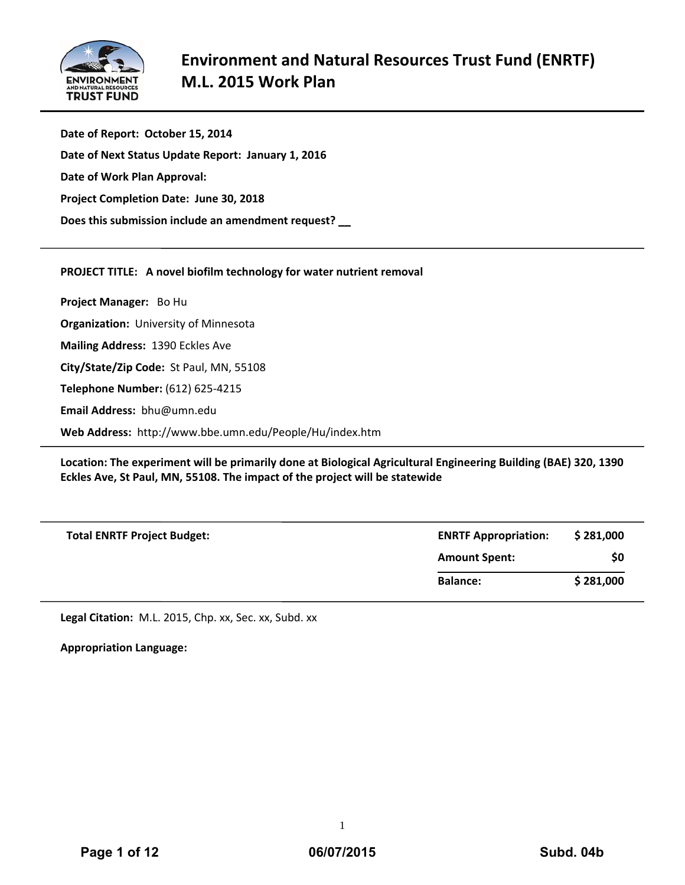# Environment and Natural Resources Trust Fund (ENRTF) M.L. 2015 Work Plan

**Date of Report: October 15, 2014**

**Date of Next Status Update Report: January 1, 2016**

**Date of Work Plan Approval:**

**Project Completion Date: June 30, 2018**

**Does this submission include an amendment request? __**

---

**PROJECT TITLE: A novel biofilm technology for water nutrient removal**

**Project Manager:** Bo Hu

**Organization:** University of Minnesota

**Mailing Address:** 1390 Eckles Ave

**City/State/Zip Code:** St Paul, MN, 55108

**Telephone Number:** (612) 625-4215

**Email Address:** bhu@umn.edu

**Web Address:** http://www.bbe.umn.edu/People/Hu/index.htm

---

**Location: The experiment will be primarily done at Biological Agricultural Engineering Building (BAE) 320, 1390 Eckles Ave, St Paul, MN, 55108. The impact of the project will be statewide**

---

| Total ENRTF Project Budget: | ENRTF Appropriation: | $ 281,000 |
|---|---|---|
| | Amount Spent: | $0 |
| | Balance: | $ 281,000 |

---

**Legal Citation:** M.L. 2015, Chp. xx, Sec. xx, Subd. xx

**Appropriation Language:**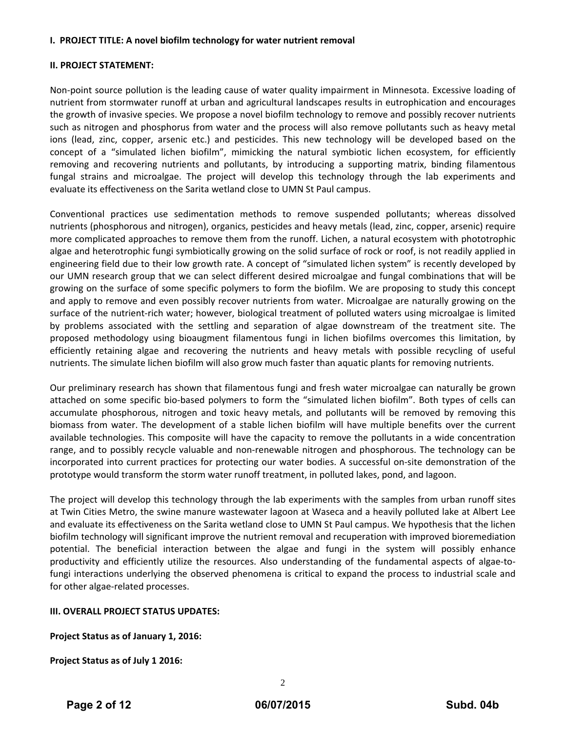**I. PROJECT TITLE: A novel biofilm technology for water nutrient removal**

**II. PROJECT STATEMENT:**

Non-point source pollution is the leading cause of water quality impairment in Minnesota. Excessive loading of nutrient from stormwater runoff at urban and agricultural landscapes results in eutrophication and encourages the growth of invasive species. We propose a novel biofilm technology to remove and possibly recover nutrients such as nitrogen and phosphorus from water and the process will also remove pollutants such as heavy metal ions (lead, zinc, copper, arsenic etc.) and pesticides. This new technology will be developed based on the concept of a "simulated lichen biofilm", mimicking the natural symbiotic lichen ecosystem, for efficiently removing and recovering nutrients and pollutants, by introducing a supporting matrix, binding filamentous fungal strains and microalgae. The project will develop this technology through the lab experiments and evaluate its effectiveness on the Sarita wetland close to UMN St Paul campus.

Conventional practices use sedimentation methods to remove suspended pollutants; whereas dissolved nutrients (phosphorous and nitrogen), organics, pesticides and heavy metals (lead, zinc, copper, arsenic) require more complicated approaches to remove them from the runoff. Lichen, a natural ecosystem with phototrophic algae and heterotrophic fungi symbiotically growing on the solid surface of rock or roof, is not readily applied in engineering field due to their low growth rate. A concept of "simulated lichen system" is recently developed by our UMN research group that we can select different desired microalgae and fungal combinations that will be growing on the surface of some specific polymers to form the biofilm. We are proposing to study this concept and apply to remove and even possibly recover nutrients from water. Microalgae are naturally growing on the surface of the nutrient-rich water; however, biological treatment of polluted waters using microalgae is limited by problems associated with the settling and separation of algae downstream of the treatment site. The proposed methodology using bioaugment filamentous fungi in lichen biofilms overcomes this limitation, by efficiently retaining algae and recovering the nutrients and heavy metals with possible recycling of useful nutrients. The simulate lichen biofilm will also grow much faster than aquatic plants for removing nutrients.

Our preliminary research has shown that filamentous fungi and fresh water microalgae can naturally be grown attached on some specific bio-based polymers to form the "simulated lichen biofilm". Both types of cells can accumulate phosphorous, nitrogen and toxic heavy metals, and pollutants will be removed by removing this biomass from water. The development of a stable lichen biofilm will have multiple benefits over the current available technologies. This composite will have the capacity to remove the pollutants in a wide concentration range, and to possibly recycle valuable and non-renewable nitrogen and phosphorous. The technology can be incorporated into current practices for protecting our water bodies. A successful on-site demonstration of the prototype would transform the storm water runoff treatment, in polluted lakes, pond, and lagoon.

The project will develop this technology through the lab experiments with the samples from urban runoff sites at Twin Cities Metro, the swine manure wastewater lagoon at Waseca and a heavily polluted lake at Albert Lee and evaluate its effectiveness on the Sarita wetland close to UMN St Paul campus. We hypothesis that the lichen biofilm technology will significant improve the nutrient removal and recuperation with improved bioremediation potential. The beneficial interaction between the algae and fungi in the system will possibly enhance productivity and efficiently utilize the resources. Also understanding of the fundamental aspects of algae-to-fungi interactions underlying the observed phenomena is critical to expand the process to industrial scale and for other algae-related processes.

**III. OVERALL PROJECT STATUS UPDATES:**

**Project Status as of January 1, 2016:**

**Project Status as of July 1 2016:**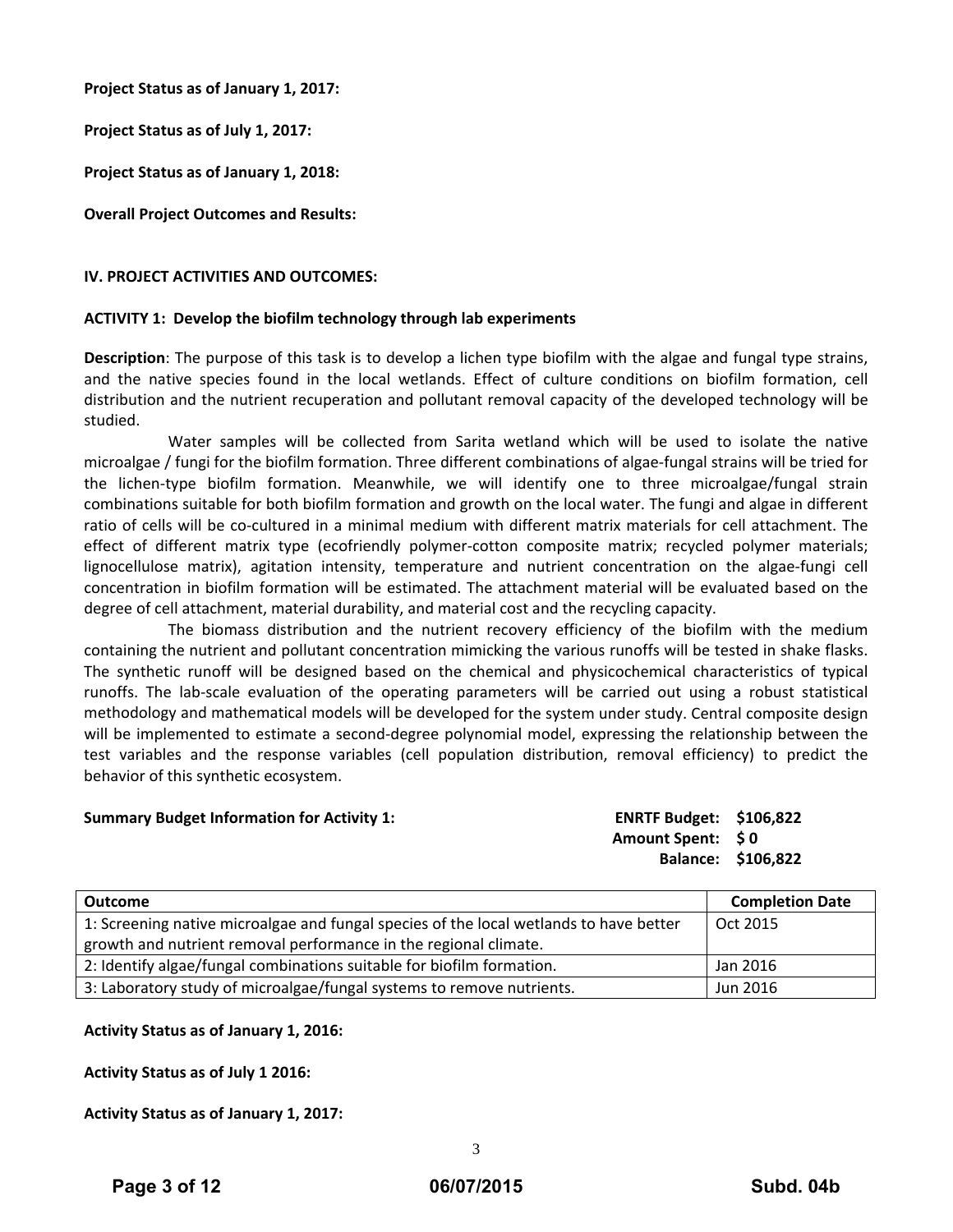**Project Status as of January 1, 2017:**

**Project Status as of July 1, 2017:**

**Project Status as of January 1, 2018:**

**Overall Project Outcomes and Results:**

**IV. PROJECT ACTIVITIES AND OUTCOMES:**

**ACTIVITY 1: Develop the biofilm technology through lab experiments**

**Description**: The purpose of this task is to develop a lichen type biofilm with the algae and fungal type strains, and the native species found in the local wetlands. Effect of culture conditions on biofilm formation, cell distribution and the nutrient recuperation and pollutant removal capacity of the developed technology will be studied.

Water samples will be collected from Sarita wetland which will be used to isolate the native microalgae / fungi for the biofilm formation. Three different combinations of algae-fungal strains will be tried for the lichen-type biofilm formation. Meanwhile, we will identify one to three microalgae/fungal strain combinations suitable for both biofilm formation and growth on the local water. The fungi and algae in different ratio of cells will be co-cultured in a minimal medium with different matrix materials for cell attachment. The effect of different matrix type (ecofriendly polymer-cotton composite matrix; recycled polymer materials; lignocellulose matrix), agitation intensity, temperature and nutrient concentration on the algae-fungi cell concentration in biofilm formation will be estimated. The attachment material will be evaluated based on the degree of cell attachment, material durability, and material cost and the recycling capacity.

The biomass distribution and the nutrient recovery efficiency of the biofilm with the medium containing the nutrient and pollutant concentration mimicking the various runoffs will be tested in shake flasks. The synthetic runoff will be designed based on the chemical and physicochemical characteristics of typical runoffs. The lab-scale evaluation of the operating parameters will be carried out using a robust statistical methodology and mathematical models will be developed for the system under study. Central composite design will be implemented to estimate a second-degree polynomial model, expressing the relationship between the test variables and the response variables (cell population distribution, removal efficiency) to predict the behavior of this synthetic ecosystem.

**Summary Budget Information for Activity 1:**

**ENRTF Budget: $106,822**
**Amount Spent: $ 0**
**Balance: $106,822**

| Outcome | Completion Date |
|---|---|
| 1: Screening native microalgae and fungal species of the local wetlands to have better growth and nutrient removal performance in the regional climate. | Oct 2015 |
| 2: Identify algae/fungal combinations suitable for biofilm formation. | Jan 2016 |
| 3: Laboratory study of microalgae/fungal systems to remove nutrients. | Jun 2016 |

**Activity Status as of January 1, 2016:**

**Activity Status as of July 1 2016:**

**Activity Status as of January 1, 2017:**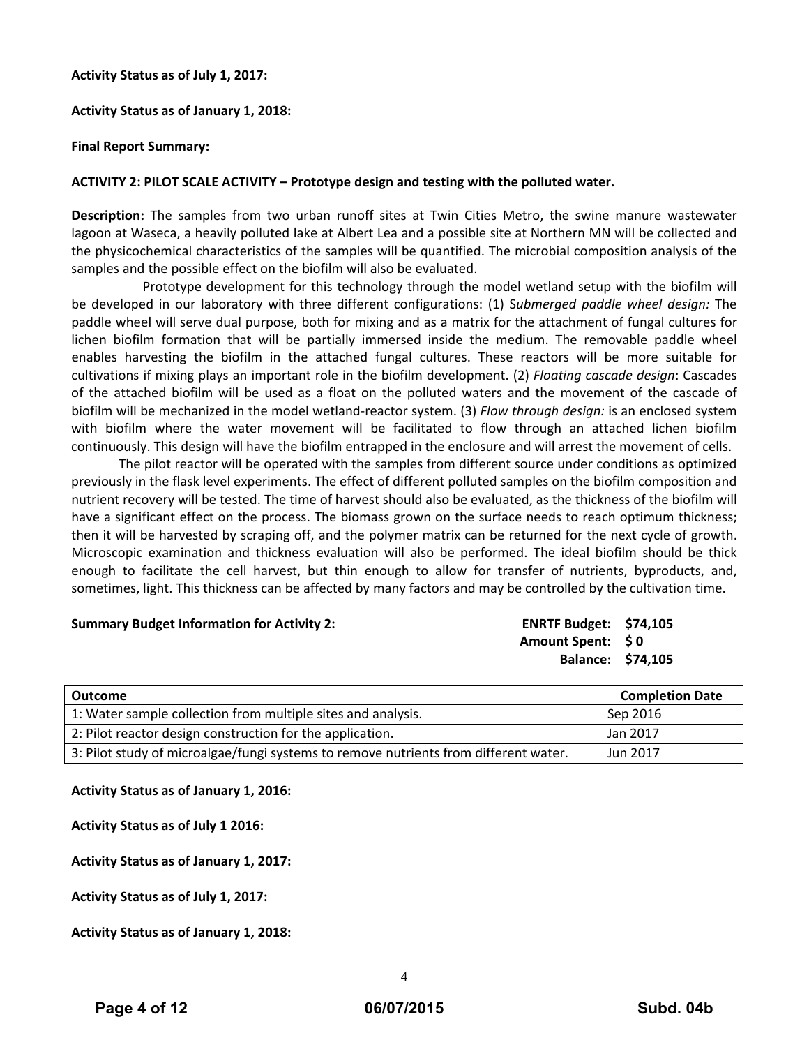**Activity Status as of July 1, 2017:**

**Activity Status as of January 1, 2018:**

**Final Report Summary:**

**ACTIVITY 2: PILOT SCALE ACTIVITY – Prototype design and testing with the polluted water.**

**Description:** The samples from two urban runoff sites at Twin Cities Metro, the swine manure wastewater lagoon at Waseca, a heavily polluted lake at Albert Lea and a possible site at Northern MN will be collected and the physicochemical characteristics of the samples will be quantified. The microbial composition analysis of the samples and the possible effect on the biofilm will also be evaluated.

Prototype development for this technology through the model wetland setup with the biofilm will be developed in our laboratory with three different configurations: (1) S*ubmerged paddle wheel design:* The paddle wheel will serve dual purpose, both for mixing and as a matrix for the attachment of fungal cultures for lichen biofilm formation that will be partially immersed inside the medium. The removable paddle wheel enables harvesting the biofilm in the attached fungal cultures. These reactors will be more suitable for cultivations if mixing plays an important role in the biofilm development. (2) *Floating cascade design*: Cascades of the attached biofilm will be used as a float on the polluted waters and the movement of the cascade of biofilm will be mechanized in the model wetland-reactor system. (3) *Flow through design:* is an enclosed system with biofilm where the water movement will be facilitated to flow through an attached lichen biofilm continuously. This design will have the biofilm entrapped in the enclosure and will arrest the movement of cells.

The pilot reactor will be operated with the samples from different source under conditions as optimized previously in the flask level experiments. The effect of different polluted samples on the biofilm composition and nutrient recovery will be tested. The time of harvest should also be evaluated, as the thickness of the biofilm will have a significant effect on the process. The biomass grown on the surface needs to reach optimum thickness; then it will be harvested by scraping off, and the polymer matrix can be returned for the next cycle of growth. Microscopic examination and thickness evaluation will also be performed. The ideal biofilm should be thick enough to facilitate the cell harvest, but thin enough to allow for transfer of nutrients, byproducts, and, sometimes, light. This thickness can be affected by many factors and may be controlled by the cultivation time.

**Summary Budget Information for Activity 2:**

**ENRTF Budget: $74,105**
**Amount Spent: $ 0**
**Balance: $74,105**

| Outcome | Completion Date |
|---|---|
| 1: Water sample collection from multiple sites and analysis. | Sep 2016 |
| 2: Pilot reactor design construction for the application. | Jan 2017 |
| 3: Pilot study of microalgae/fungi systems to remove nutrients from different water. | Jun 2017 |

**Activity Status as of January 1, 2016:**

**Activity Status as of July 1 2016:**

**Activity Status as of January 1, 2017:**

**Activity Status as of July 1, 2017:**

**Activity Status as of January 1, 2018:**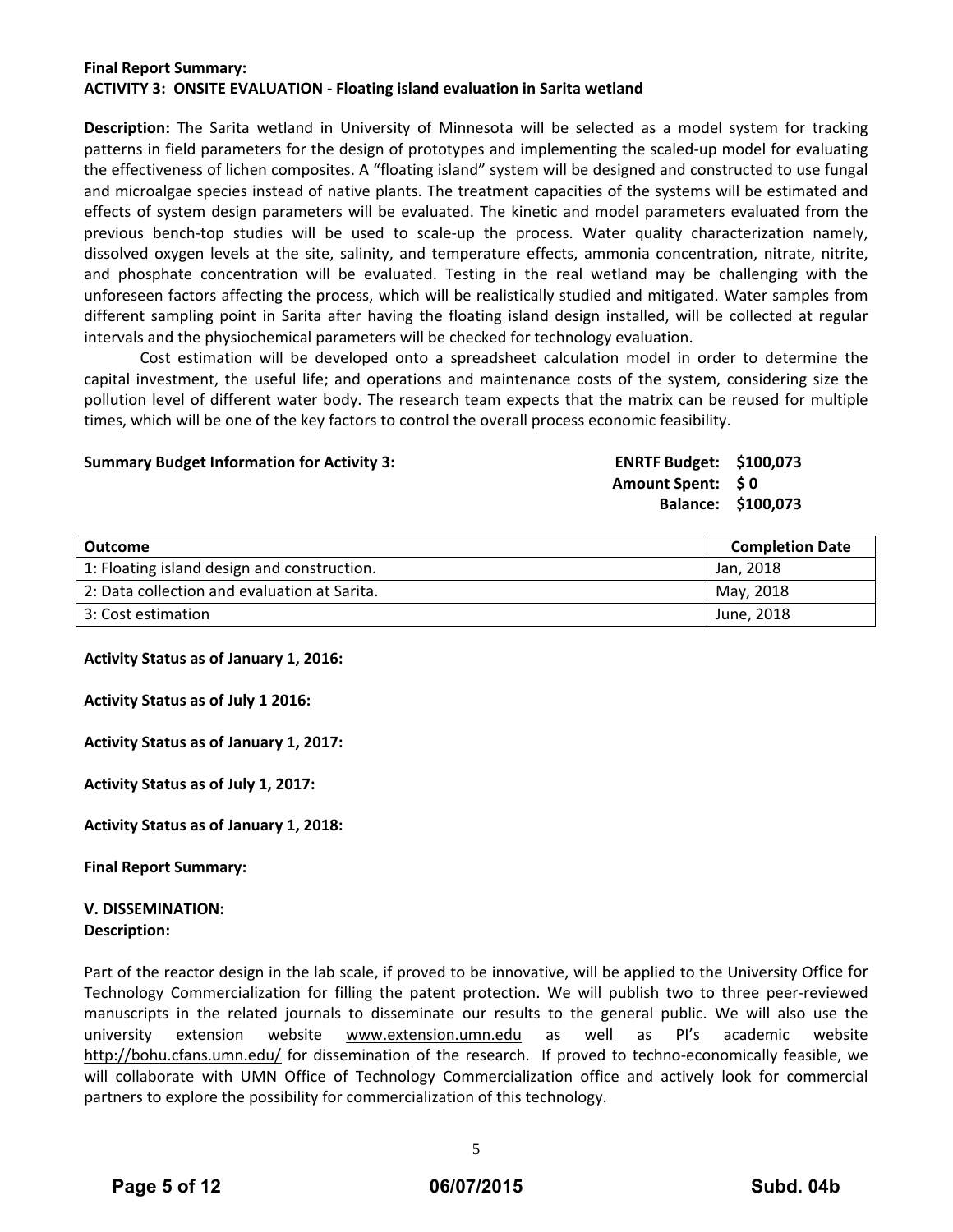**Final Report Summary:**

**ACTIVITY 3: ONSITE EVALUATION - Floating island evaluation in Sarita wetland**

**Description:** The Sarita wetland in University of Minnesota will be selected as a model system for tracking patterns in field parameters for the design of prototypes and implementing the scaled-up model for evaluating the effectiveness of lichen composites. A "floating island" system will be designed and constructed to use fungal and microalgae species instead of native plants. The treatment capacities of the systems will be estimated and effects of system design parameters will be evaluated. The kinetic and model parameters evaluated from the previous bench-top studies will be used to scale-up the process. Water quality characterization namely, dissolved oxygen levels at the site, salinity, and temperature effects, ammonia concentration, nitrate, nitrite, and phosphate concentration will be evaluated. Testing in the real wetland may be challenging with the unforeseen factors affecting the process, which will be realistically studied and mitigated. Water samples from different sampling point in Sarita after having the floating island design installed, will be collected at regular intervals and the physiochemical parameters will be checked for technology evaluation.

Cost estimation will be developed onto a spreadsheet calculation model in order to determine the capital investment, the useful life; and operations and maintenance costs of the system, considering size the pollution level of different water body. The research team expects that the matrix can be reused for multiple times, which will be one of the key factors to control the overall process economic feasibility.

**Summary Budget Information for Activity 3:**

**ENRTF Budget: $100,073**
**Amount Spent: $ 0**
**Balance: $100,073**

| Outcome | Completion Date |
|---|---|
| 1: Floating island design and construction. | Jan, 2018 |
| 2: Data collection and evaluation at Sarita. | May, 2018 |
| 3: Cost estimation | June, 2018 |

**Activity Status as of January 1, 2016:**

**Activity Status as of July 1 2016:**

**Activity Status as of January 1, 2017:**

**Activity Status as of July 1, 2017:**

**Activity Status as of January 1, 2018:**

**Final Report Summary:**

**V. DISSEMINATION:**

**Description:**

Part of the reactor design in the lab scale, if proved to be innovative, will be applied to the University Office for Technology Commercialization for filling the patent protection. We will publish two to three peer-reviewed manuscripts in the related journals to disseminate our results to the general public. We will also use the university extension website www.extension.umn.edu as well as PI's academic website http://bohu.cfans.umn.edu/ for dissemination of the research. If proved to techno-economically feasible, we will collaborate with UMN Office of Technology Commercialization office and actively look for commercial partners to explore the possibility for commercialization of this technology.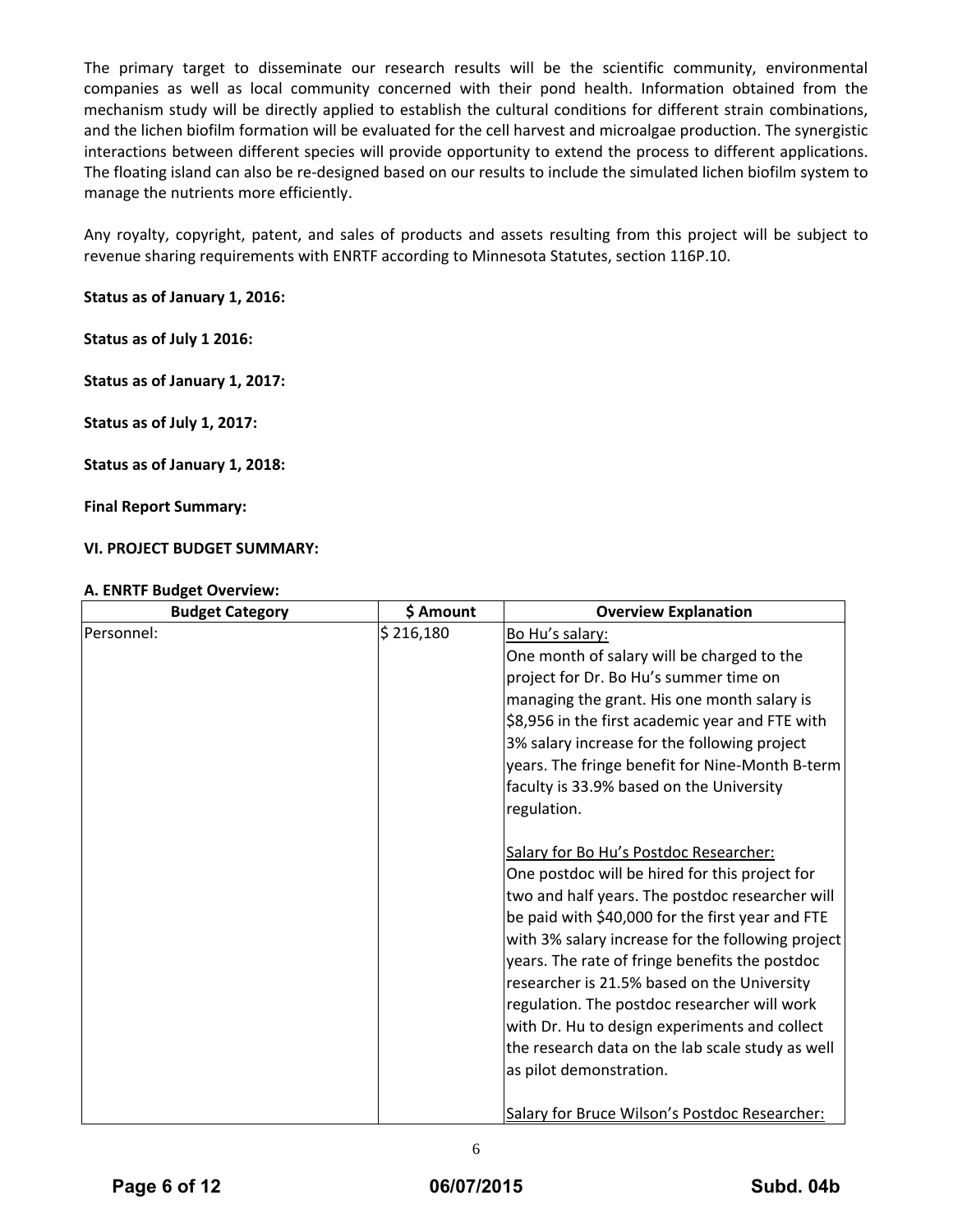The primary target to disseminate our research results will be the scientific community, environmental companies as well as local community concerned with their pond health. Information obtained from the mechanism study will be directly applied to establish the cultural conditions for different strain combinations, and the lichen biofilm formation will be evaluated for the cell harvest and microalgae production. The synergistic interactions between different species will provide opportunity to extend the process to different applications. The floating island can also be re-designed based on our results to include the simulated lichen biofilm system to manage the nutrients more efficiently.

Any royalty, copyright, patent, and sales of products and assets resulting from this project will be subject to revenue sharing requirements with ENRTF according to Minnesota Statutes, section 116P.10.

**Status as of January 1, 2016:**

**Status as of July 1 2016:**

**Status as of January 1, 2017:**

**Status as of July 1, 2017:**

**Status as of January 1, 2018:**

**Final Report Summary:**

**VI. PROJECT BUDGET SUMMARY:**

**A. ENRTF Budget Overview:**

| Budget Category | $ Amount | Overview Explanation |
|---|---|---|
| Personnel: | $ 216,180 | Bo Hu's salary:<br>One month of salary will be charged to the project for Dr. Bo Hu's summer time on managing the grant. His one month salary is $8,956 in the first academic year and FTE with 3% salary increase for the following project years. The fringe benefit for Nine-Month B-term faculty is 33.9% based on the University regulation.<br><br>Salary for Bo Hu's Postdoc Researcher:<br>One postdoc will be hired for this project for two and half years. The postdoc researcher will be paid with $40,000 for the first year and FTE with 3% salary increase for the following project years. The rate of fringe benefits the postdoc researcher is 21.5% based on the University regulation. The postdoc researcher will work with Dr. Hu to design experiments and collect the research data on the lab scale study as well as pilot demonstration.<br><br>Salary for Bruce Wilson's Postdoc Researcher: |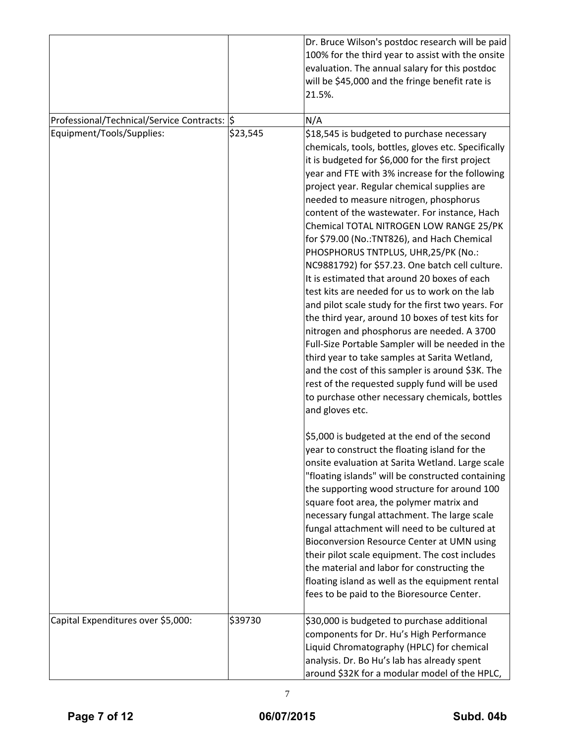| | | |
|---|---|---|
| | | Dr. Bruce Wilson's postdoc research will be paid 100% for the third year to assist with the onsite evaluation. The annual salary for this postdoc will be \$45,000 and the fringe benefit rate is 21.5%. |
| Professional/Technical/Service Contracts: | \$ | N/A |
| Equipment/Tools/Supplies: | \$23,545 | \$18,545 is budgeted to purchase necessary chemicals, tools, bottles, gloves etc. Specifically it is budgeted for \$6,000 for the first project year and FTE with 3% increase for the following project year. Regular chemical supplies are needed to measure nitrogen, phosphorus content of the wastewater. For instance, Hach Chemical TOTAL NITROGEN LOW RANGE 25/PK for \$79.00 (No.:TNT826), and Hach Chemical PHOSPHORUS TNTPLUS, UHR,25/PK (No.: NC9881792) for \$57.23. One batch cell culture. It is estimated that around 20 boxes of each test kits are needed for us to work on the lab and pilot scale study for the first two years. For the third year, around 10 boxes of test kits for nitrogen and phosphorus are needed. A 3700 Full-Size Portable Sampler will be needed in the third year to take samples at Sarita Wetland, and the cost of this sampler is around \$3K. The rest of the requested supply fund will be used to purchase other necessary chemicals, bottles and gloves etc.<br><br>\$5,000 is budgeted at the end of the second year to construct the floating island for the onsite evaluation at Sarita Wetland. Large scale "floating islands" will be constructed containing the supporting wood structure for around 100 square foot area, the polymer matrix and necessary fungal attachment. The large scale fungal attachment will need to be cultured at Bioconversion Resource Center at UMN using their pilot scale equipment. The cost includes the material and labor for constructing the floating island as well as the equipment rental fees to be paid to the Bioresource Center. |
| Capital Expenditures over \$5,000: | \$39730 | \$30,000 is budgeted to purchase additional components for Dr. Hu's High Performance Liquid Chromatography (HPLC) for chemical analysis. Dr. Bo Hu's lab has already spent around \$32K for a modular model of the HPLC, |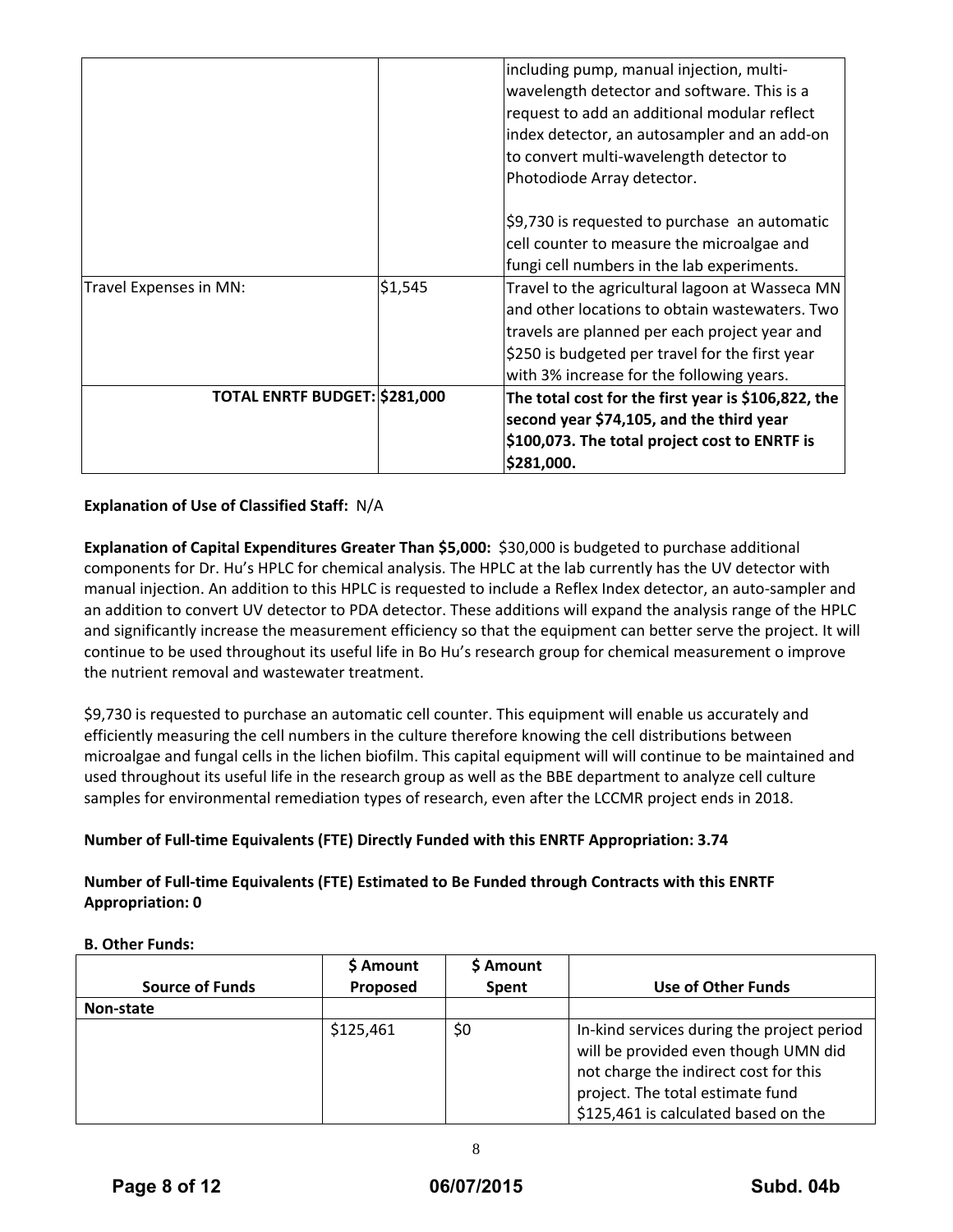| | | |
|---|---|---|
| | | including pump, manual injection, multi-wavelength detector and software. This is a request to add an additional modular reflect index detector, an autosampler and an add-on to convert multi-wavelength detector to Photodiode Array detector.<br><br>$9,730 is requested to purchase an automatic cell counter to measure the microalgae and fungi cell numbers in the lab experiments. |
| Travel Expenses in MN: | $1,545 | Travel to the agricultural lagoon at Wasseca MN and other locations to obtain wastewaters. Two travels are planned per each project year and $250 is budgeted per travel for the first year with 3% increase for the following years. |
| **TOTAL ENRTF BUDGET:** | **$281,000** | **The total cost for the first year is $106,822, the second year $74,105, and the third year $100,073. The total project cost to ENRTF is $281,000.** |

**Explanation of Use of Classified Staff:** N/A

**Explanation of Capital Expenditures Greater Than $5,000:** $30,000 is budgeted to purchase additional components for Dr. Hu's HPLC for chemical analysis. The HPLC at the lab currently has the UV detector with manual injection. An addition to this HPLC is requested to include a Reflex Index detector, an auto-sampler and an addition to convert UV detector to PDA detector. These additions will expand the analysis range of the HPLC and significantly increase the measurement efficiency so that the equipment can better serve the project. It will continue to be used throughout its useful life in Bo Hu's research group for chemical measurement o improve the nutrient removal and wastewater treatment.

$9,730 is requested to purchase an automatic cell counter. This equipment will enable us accurately and efficiently measuring the cell numbers in the culture therefore knowing the cell distributions between microalgae and fungal cells in the lichen biofilm. This capital equipment will will continue to be maintained and used throughout its useful life in the research group as well as the BBE department to analyze cell culture samples for environmental remediation types of research, even after the LCCMR project ends in 2018.

**Number of Full-time Equivalents (FTE) Directly Funded with this ENRTF Appropriation: 3.74**

**Number of Full-time Equivalents (FTE) Estimated to Be Funded through Contracts with this ENRTF Appropriation: 0**

**B. Other Funds:**

| Source of Funds | $ Amount Proposed | $ Amount Spent | Use of Other Funds |
|---|---|---|---|
| **Non-state** | | | |
| | $125,461 | $0 | In-kind services during the project period will be provided even though UMN did not charge the indirect cost for this project. The total estimate fund $125,461 is calculated based on the |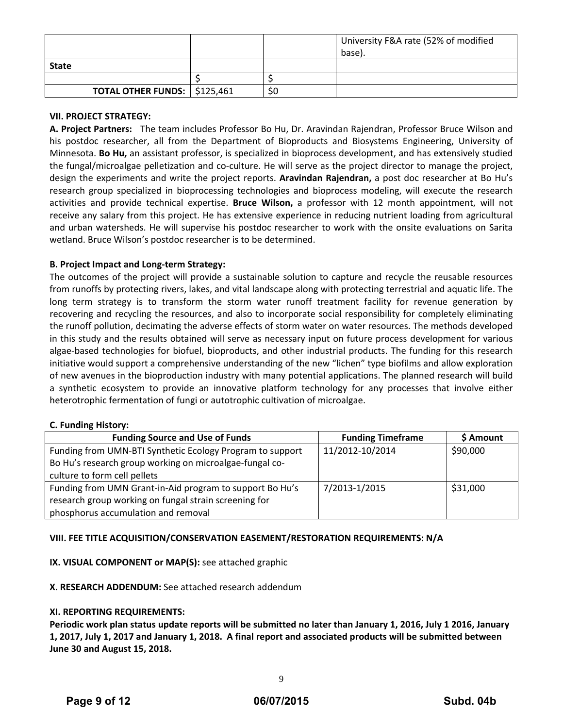| | | | University F&A rate (52% of modified base). |
|---|---|---|---|
| **State** | | | |
| | $ | $ | |
| **TOTAL OTHER FUNDS:** | $125,461 | $0 | |

**VII. PROJECT STRATEGY:**

**A. Project Partners:** The team includes Professor Bo Hu, Dr. Aravindan Rajendran, Professor Bruce Wilson and his postdoc researcher, all from the Department of Bioproducts and Biosystems Engineering, University of Minnesota. **Bo Hu,** an assistant professor, is specialized in bioprocess development, and has extensively studied the fungal/microalgae pelletization and co-culture. He will serve as the project director to manage the project, design the experiments and write the project reports. **Aravindan Rajendran,** a post doc researcher at Bo Hu's research group specialized in bioprocessing technologies and bioprocess modeling, will execute the research activities and provide technical expertise. **Bruce Wilson,** a professor with 12 month appointment, will not receive any salary from this project. He has extensive experience in reducing nutrient loading from agricultural and urban watersheds. He will supervise his postdoc researcher to work with the onsite evaluations on Sarita wetland. Bruce Wilson's postdoc researcher is to be determined.

**B. Project Impact and Long-term Strategy:**

The outcomes of the project will provide a sustainable solution to capture and recycle the reusable resources from runoffs by protecting rivers, lakes, and vital landscape along with protecting terrestrial and aquatic life. The long term strategy is to transform the storm water runoff treatment facility for revenue generation by recovering and recycling the resources, and also to incorporate social responsibility for completely eliminating the runoff pollution, decimating the adverse effects of storm water on water resources. The methods developed in this study and the results obtained will serve as necessary input on future process development for various algae-based technologies for biofuel, bioproducts, and other industrial products. The funding for this research initiative would support a comprehensive understanding of the new "lichen" type biofilms and allow exploration of new avenues in the bioproduction industry with many potential applications. The planned research will build a synthetic ecosystem to provide an innovative platform technology for any processes that involve either heterotrophic fermentation of fungi or autotrophic cultivation of microalgae.

**C. Funding History:**

| Funding Source and Use of Funds | Funding Timeframe | $ Amount |
|---|---|---|
| Funding from UMN-BTI Synthetic Ecology Program to support Bo Hu's research group working on microalgae-fungal co-culture to form cell pellets | 11/2012-10/2014 | $90,000 |
| Funding from UMN Grant-in-Aid program to support Bo Hu's research group working on fungal strain screening for phosphorus accumulation and removal | 7/2013-1/2015 | $31,000 |

**VIII. FEE TITLE ACQUISITION/CONSERVATION EASEMENT/RESTORATION REQUIREMENTS: N/A**

**IX. VISUAL COMPONENT or MAP(S):** see attached graphic

**X. RESEARCH ADDENDUM:** See attached research addendum

**XI. REPORTING REQUIREMENTS:**

**Periodic work plan status update reports will be submitted no later than January 1, 2016, July 1 2016, January 1, 2017, July 1, 2017 and January 1, 2018. A final report and associated products will be submitted between June 30 and August 15, 2018.**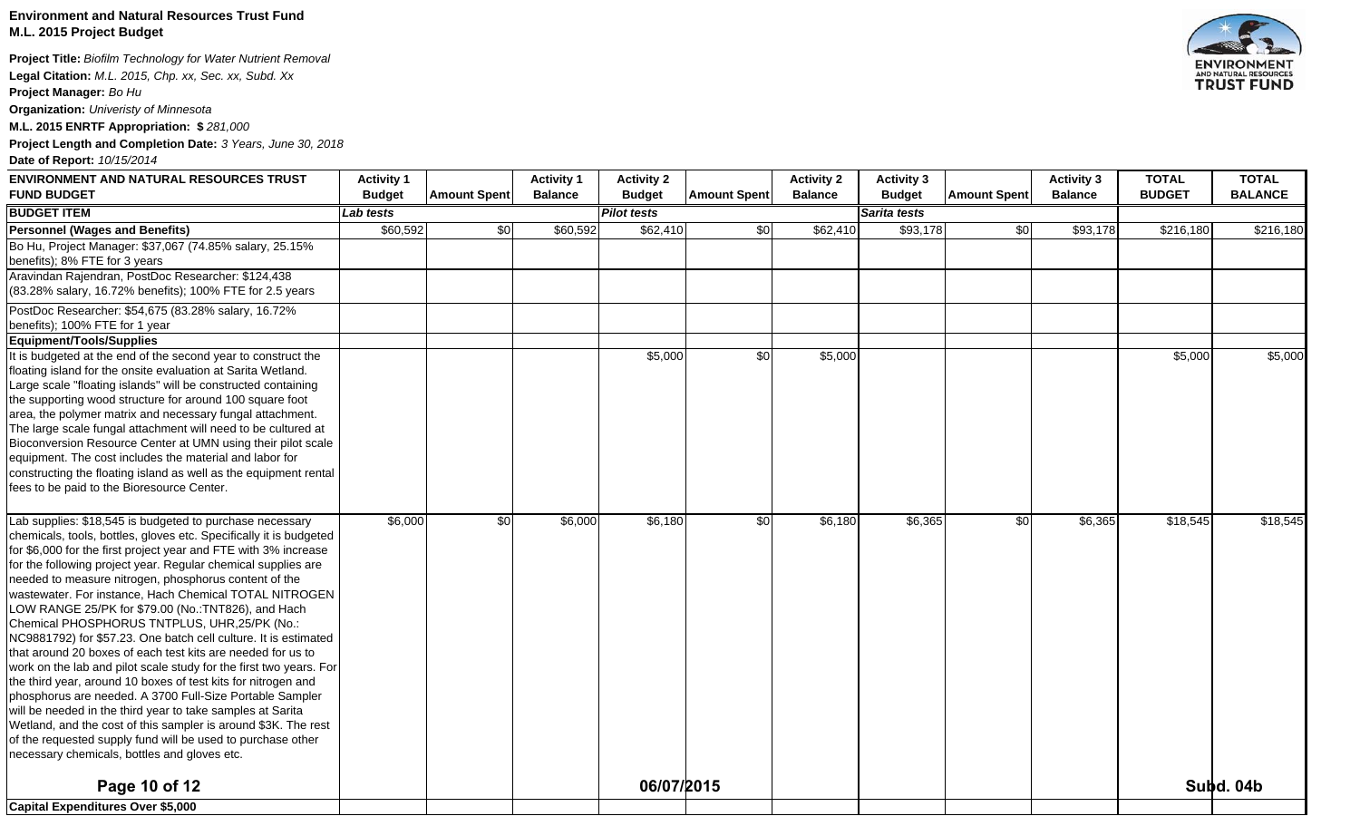**Environment and Natural Resources Trust Fund**
**M.L. 2015 Project Budget**

**Project Title:** *Biofilm Technology for Water Nutrient Removal*
**Legal Citation:** *M.L. 2015, Chp. xx, Sec. xx, Subd. Xx*
**Project Manager:** *Bo Hu*
**Organization:** *Univeristy of Minnesota*
**M.L. 2015 ENRTF Appropriation:** **$** *281,000*
**Project Length and Completion Date:** *3 Years, June 30, 2018*
**Date of Report:** *10/15/2014*

| ENVIRONMENT AND NATURAL RESOURCES TRUST FUND BUDGET | Activity 1 Budget | Amount Spent | Activity 1 Balance | Activity 2 Budget | Amount Spent | Activity 2 Balance | Activity 3 Budget | Amount Spent | Activity 3 Balance | TOTAL BUDGET | TOTAL BALANCE |
|---|---|---|---|---|---|---|---|---|---|---|---|
| **BUDGET ITEM** | *Lab tests* | | | *Pilot tests* | | | *Sarita tests* | | | | |
| **Personnel (Wages and Benefits)** | $60,592 | $0 | $60,592 | $62,410 | $0 | $62,410 | $93,178 | $0 | $93,178 | $216,180 | $216,180 |
| Bo Hu, Project Manager: $37,067 (74.85% salary, 25.15% benefits); 8% FTE for 3 years | | | | | | | | | | | |
| Aravindan Rajendran, PostDoc Researcher: $124,438 (83.28% salary, 16.72% benefits); 100% FTE for 2.5 years | | | | | | | | | | | |
| PostDoc Researcher: $54,675 (83.28% salary, 16.72% benefits); 100% FTE for 1 year | | | | | | | | | | | |
| **Equipment/Tools/Supplies** | | | | | | | | | | | |
| It is budgeted at the end of the second year to construct the floating island for the onsite evaluation at Sarita Wetland. Large scale "floating islands" will be constructed containing the supporting wood structure for around 100 square foot area, the polymer matrix and necessary fungal attachment. The large scale fungal attachment will need to be cultured at Bioconversion Resource Center at UMN using their pilot scale equipment. The cost includes the material and labor for constructing the floating island as well as the equipment rental fees to be paid to the Bioresource Center. | | | | $5,000 | $0 | $5,000 | | | | $5,000 | $5,000 |
| Lab supplies: $18,545 is budgeted to purchase necessary chemicals, tools, bottles, gloves etc. Specifically it is budgeted for $6,000 for the first project year and FTE with 3% increase for the following project year. Regular chemical supplies are needed to measure nitrogen, phosphorus content of the wastewater. For instance, Hach Chemical TOTAL NITROGEN LOW RANGE 25/PK for $79.00 (No.:TNT826), and Hach Chemical PHOSPHORUS TNTPLUS, UHR,25/PK (No.: NC9881792) for $57.23. One batch cell culture. It is estimated that around 20 boxes of each test kits are needed for us to work on the lab and pilot scale study for the first two years. For the third year, around 10 boxes of test kits for nitrogen and phosphorus are needed. A 3700 Full-Size Portable Sampler will be needed in the third year to take samples at Sarita Wetland, and the cost of this sampler is around $3K. The rest of the requested supply fund will be used to purchase other necessary chemicals, bottles and gloves etc. | $6,000 | $0 | $6,000 | $6,180 | $0 | $6,180 | $6,365 | $0 | $6,365 | $18,545 | $18,545 |
| **Capital Expenditures Over $5,000** | | | | | | | | | | | |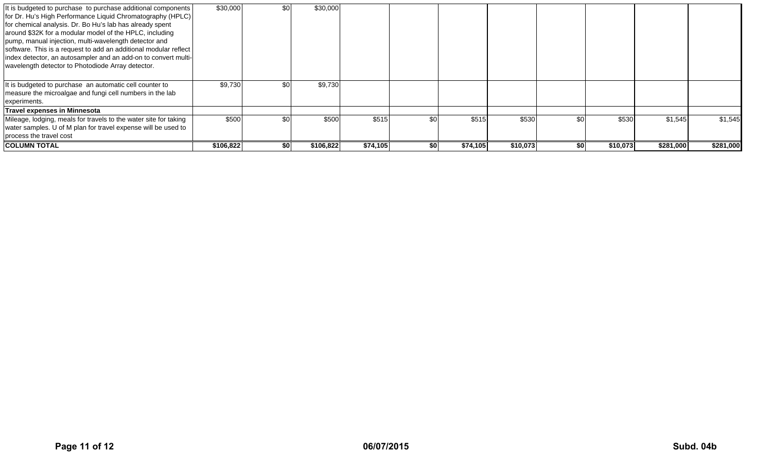| | | | | | | | | | | | |
|---|---|---|---|---|---|---|---|---|---|---|---|
| It is budgeted to purchase to purchase additional components for Dr. Hu's High Performance Liquid Chromatography (HPLC) for chemical analysis. Dr. Bo Hu's lab has already spent around $32K for a modular model of the HPLC, including pump, manual injection, multi-wavelength detector and software. This is a request to add an additional modular reflect index detector, an autosampler and an add-on to convert multi-wavelength detector to Photodiode Array detector. | $30,000 | $0 | $30,000 | | | | | | | | |
| It is budgeted to purchase an automatic cell counter to measure the microalgae and fungi cell numbers in the lab experiments. | $9,730 | $0 | $9,730 | | | | | | | | |
| **Travel expenses in Minnesota** | | | | | | | | | | | |
| Mileage, lodging, meals for travels to the water site for taking water samples. U of M plan for travel expense will be used to process the travel cost | $500 | $0 | $500 | $515 | $0 | $515 | $530 | $0 | $530 | $1,545 | $1,545 |
| **COLUMN TOTAL** | **$106,822** | **$0** | **$106,822** | **$74,105** | **$0** | **$74,105** | **$10,073** | **$0** | **$10,073** | **$281,000** | **$281,000** |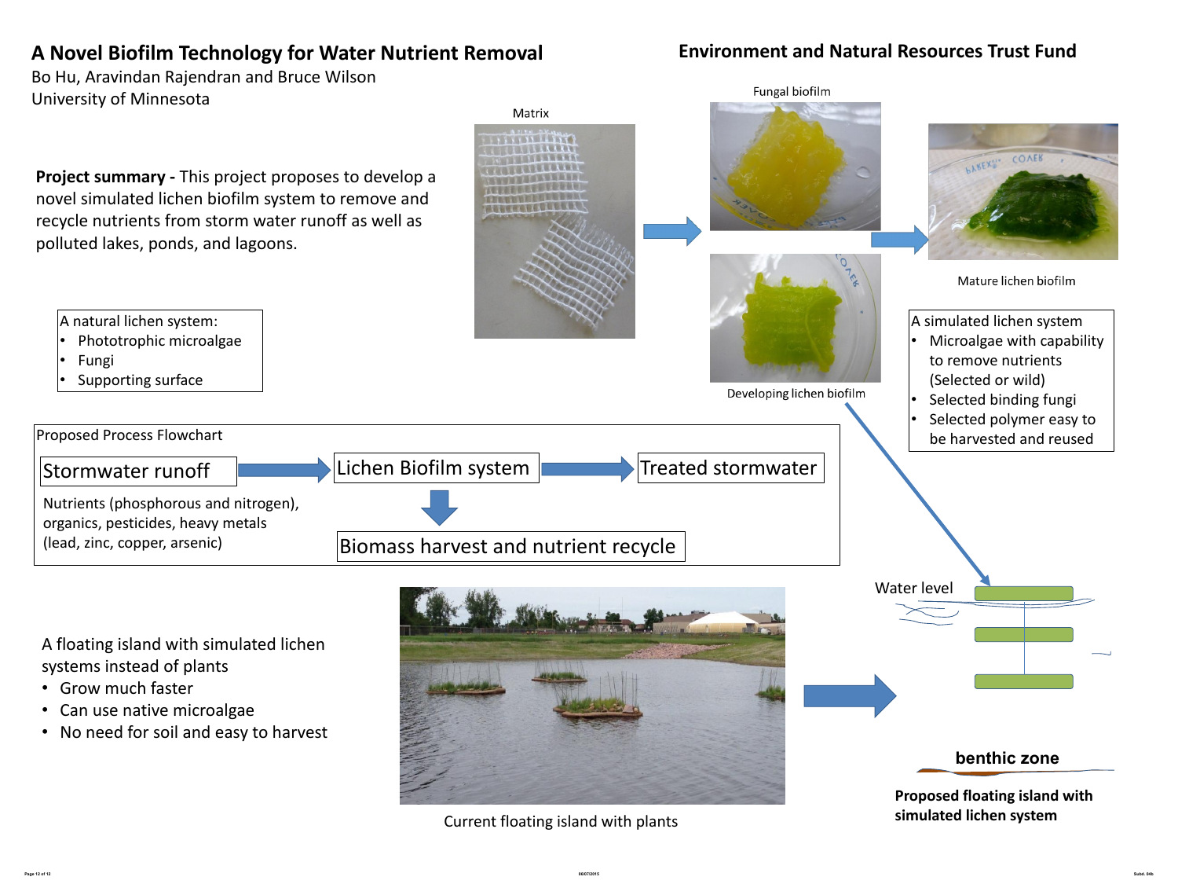# A Novel Biofilm Technology for Water Nutrient Removal

Bo Hu, Aravindan Rajendran and Bruce Wilson
University of Minnesota

## Environment and Natural Resources Trust Fund

**Project summary -** This project proposes to develop a novel simulated lichen biofilm system to remove and recycle nutrients from storm water runoff as well as polluted lakes, ponds, and lagoons.

Matrix

Fungal biofilm

Developing lichen biofilm

Mature lichen biofilm

A natural lichen system:

- Phototrophic microalgae
- Fungi
- Supporting surface

A simulated lichen system

- Microalgae with capability to remove nutrients (Selected or wild)
- Selected binding fungi
- Selected polymer easy to be harvested and reused

Proposed Process Flowchart

Stormwater runoff → Lichen Biofilm system → Treated stormwater

Lichen Biofilm system → Biomass harvest and nutrient recycle

Nutrients (phosphorous and nitrogen), organics, pesticides, heavy metals (lead, zinc, copper, arsenic)

A floating island with simulated lichen systems instead of plants

- Grow much faster
- Can use native microalgae
- No need for soil and easy to harvest

Current floating island with plants

Water level

benthic zone

**Proposed floating island with simulated lichen system**